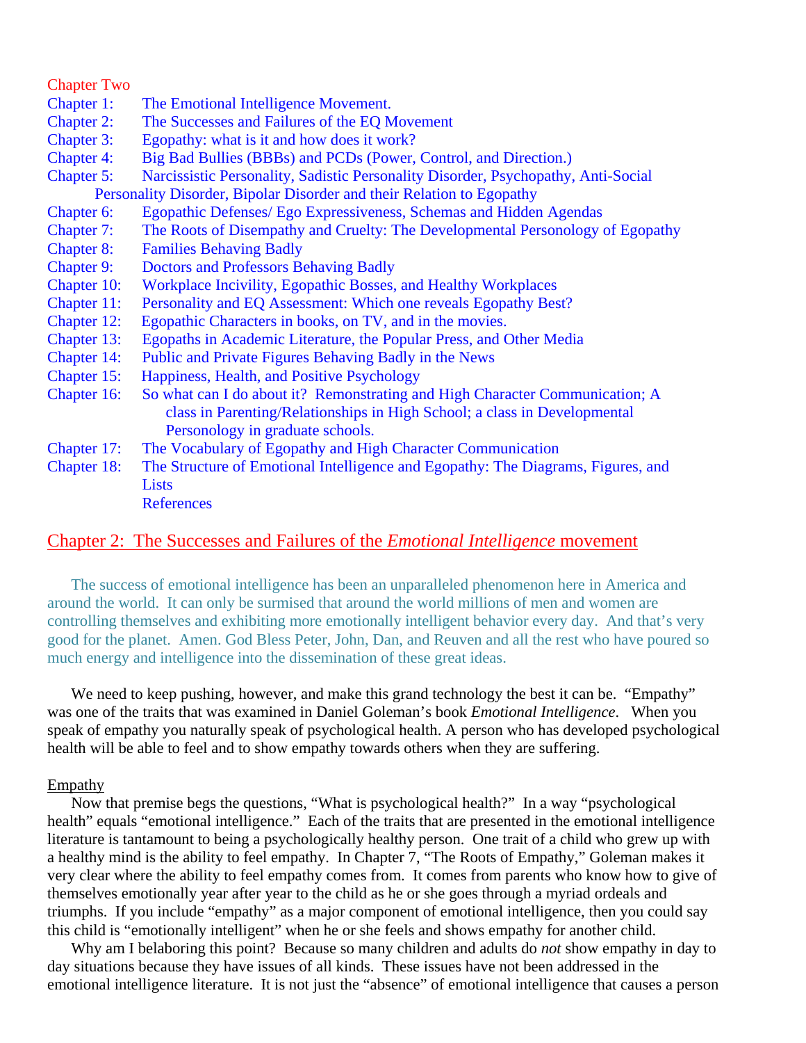Chapter Two

- Chapter 1: The Emotional Intelligence Movement.
- Chapter 2: The Successes and Failures of the EQ Movement
- Chapter 3: Egopathy: what is it and how does it work?
- Chapter 4: Big Bad Bullies (BBBs) and PCDs (Power, Control, and Direction.)
- Chapter 5: Narcissistic Personality, Sadistic Personality Disorder, Psychopathy, Anti-Social Personality Disorder, Bipolar Disorder and their Relation to Egopathy
- Chapter 6: Egopathic Defenses/ Ego Expressiveness, Schemas and Hidden Agendas
- Chapter 7: The Roots of Disempathy and Cruelty: The Developmental Personology of Egopathy
- Chapter 8: Families Behaving Badly
- Chapter 9: Doctors and Professors Behaving Badly
- Chapter 10: Workplace Incivility, Egopathic Bosses, and Healthy Workplaces
- Chapter 11: Personality and EQ Assessment: Which one reveals Egopathy Best?
- Chapter 12: Egopathic Characters in books, on TV, and in the movies.
- Chapter 13: Egopaths in Academic Literature, the Popular Press, and Other Media
- Chapter 14: Public and Private Figures Behaving Badly in the News
- Chapter 15: Happiness, Health, and Positive Psychology
- Chapter 16: So what can I do about it? Remonstrating and High Character Communication; A class in Parenting/Relationships in High School; a class in Developmental Personology in graduate schools.
- Chapter 17: The Vocabulary of Egopathy and High Character Communication
- Chapter 18: The Structure of Emotional Intelligence and Egopathy: The Diagrams, Figures, and Lists

References

## Chapter 2: The Successes and Failures of the *Emotional Intelligence* movement

The success of emotional intelligence has been an unparalleled phenomenon here in America and around the world. It can only be surmised that around the world millions of men and women are controlling themselves and exhibiting more emotionally intelligent behavior every day. And that's very good for the planet. Amen. God Bless Peter, John, Dan, and Reuven and all the rest who have poured so much energy and intelligence into the dissemination of these great ideas.

We need to keep pushing, however, and make this grand technology the best it can be. "Empathy" was one of the traits that was examined in Daniel Goleman's book *Emotional Intelligence*. When you speak of empathy you naturally speak of psychological health. A person who has developed psychological health will be able to feel and to show empathy towards others when they are suffering.

### Empathy

Now that premise begs the questions, "What is psychological health?" In a way "psychological health" equals "emotional intelligence." Each of the traits that are presented in the emotional intelligence literature is tantamount to being a psychologically healthy person. One trait of a child who grew up with a healthy mind is the ability to feel empathy. In Chapter 7, "The Roots of Empathy," Goleman makes it very clear where the ability to feel empathy comes from. It comes from parents who know how to give of themselves emotionally year after year to the child as he or she goes through a myriad ordeals and triumphs. If you include "empathy" as a major component of emotional intelligence, then you could say this child is "emotionally intelligent" when he or she feels and shows empathy for another child.

Why am I belaboring this point? Because so many children and adults do *not* show empathy in day to day situations because they have issues of all kinds. These issues have not been addressed in the emotional intelligence literature. It is not just the "absence" of emotional intelligence that causes a person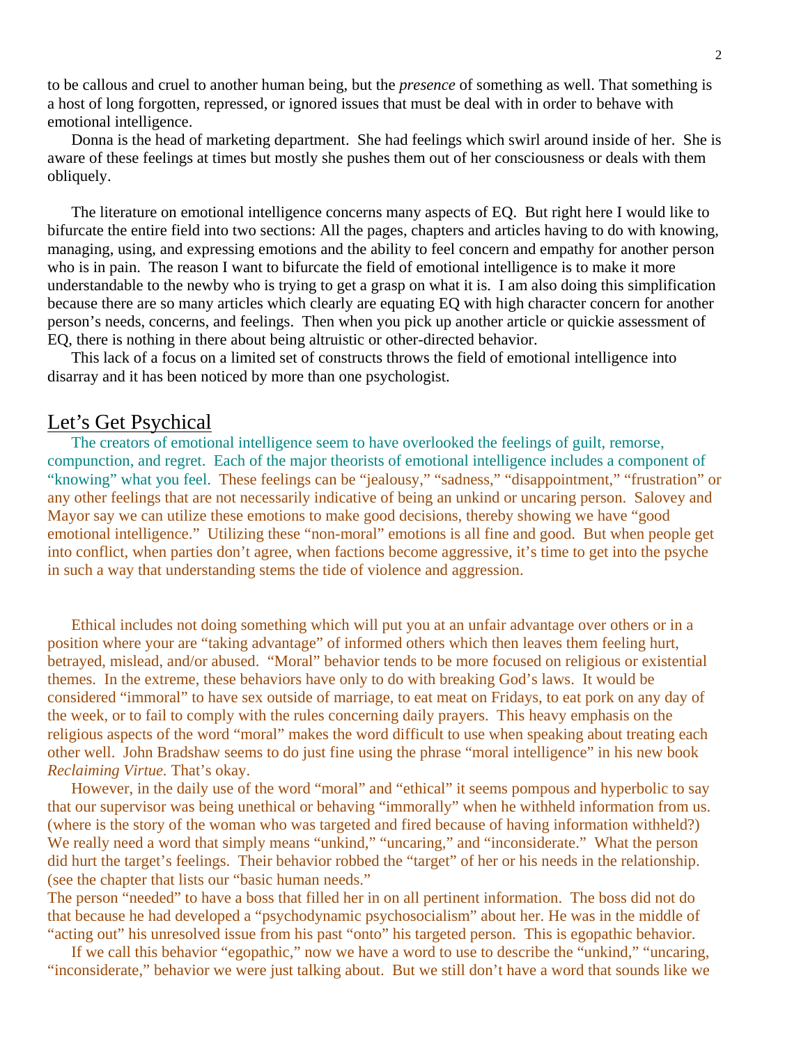to be callous and cruel to another human being, but the *presence* of something as well. That something is a host of long forgotten, repressed, or ignored issues that must be deal with in order to behave with emotional intelligence.

Donna is the head of marketing department. She had feelings which swirl around inside of her. She is aware of these feelings at times but mostly she pushes them out of her consciousness or deals with them obliquely.

The literature on emotional intelligence concerns many aspects of EQ. But right here I would like to bifurcate the entire field into two sections: All the pages, chapters and articles having to do with knowing, managing, using, and expressing emotions and the ability to feel concern and empathy for another person who is in pain. The reason I want to bifurcate the field of emotional intelligence is to make it more understandable to the newby who is trying to get a grasp on what it is. I am also doing this simplification because there are so many articles which clearly are equating EQ with high character concern for another person's needs, concerns, and feelings. Then when you pick up another article or quickie assessment of EQ, there is nothing in there about being altruistic or other-directed behavior.

This lack of a focus on a limited set of constructs throws the field of emotional intelligence into disarray and it has been noticed by more than one psychologist.

## Let's Get Psychical

The creators of emotional intelligence seem to have overlooked the feelings of guilt, remorse, compunction, and regret. Each of the major theorists of emotional intelligence includes a component of "knowing" what you feel. These feelings can be "jealousy," "sadness," "disappointment," "frustration" or any other feelings that are not necessarily indicative of being an unkind or uncaring person. Salovey and Mayor say we can utilize these emotions to make good decisions, thereby showing we have "good emotional intelligence." Utilizing these "non-moral" emotions is all fine and good. But when people get into conflict, when parties don't agree, when factions become aggressive, it's time to get into the psyche in such a way that understanding stems the tide of violence and aggression.

Ethical includes not doing something which will put you at an unfair advantage over others or in a position where your are "taking advantage" of informed others which then leaves them feeling hurt, betrayed, mislead, and/or abused. "Moral" behavior tends to be more focused on religious or existential themes. In the extreme, these behaviors have only to do with breaking God's laws. It would be considered "immoral" to have sex outside of marriage, to eat meat on Fridays, to eat pork on any day of the week, or to fail to comply with the rules concerning daily prayers. This heavy emphasis on the religious aspects of the word "moral" makes the word difficult to use when speaking about treating each other well. John Bradshaw seems to do just fine using the phrase "moral intelligence" in his new book *Reclaiming Virtue.* That's okay.

However, in the daily use of the word "moral" and "ethical" it seems pompous and hyperbolic to say that our supervisor was being unethical or behaving "immorally" when he withheld information from us. (where is the story of the woman who was targeted and fired because of having information withheld?) We really need a word that simply means "unkind," "uncaring," and "inconsiderate." What the person did hurt the target's feelings. Their behavior robbed the "target" of her or his needs in the relationship. (see the chapter that lists our "basic human needs."

The person "needed" to have a boss that filled her in on all pertinent information. The boss did not do that because he had developed a "psychodynamic psychosocialism" about her. He was in the middle of "acting out" his unresolved issue from his past "onto" his targeted person. This is egopathic behavior.

If we call this behavior "egopathic," now we have a word to use to describe the "unkind," "uncaring, "inconsiderate," behavior we were just talking about. But we still don't have a word that sounds like we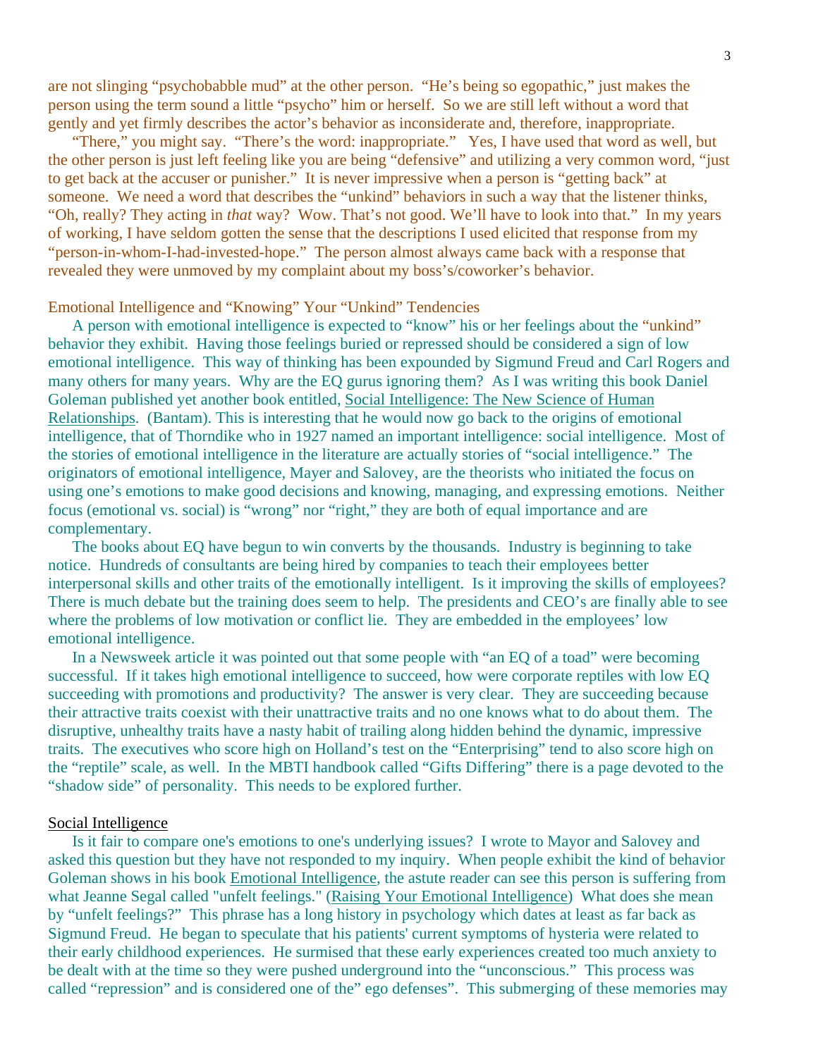are not slinging "psychobabble mud" at the other person. "He's being so egopathic," just makes the person using the term sound a little "psycho" him or herself. So we are still left without a word that gently and yet firmly describes the actor's behavior as inconsiderate and, therefore, inappropriate.

"There," you might say. "There's the word: inappropriate." Yes, I have used that word as well, but the other person is just left feeling like you are being "defensive" and utilizing a very common word, "just to get back at the accuser or punisher." It is never impressive when a person is "getting back" at someone. We need a word that describes the "unkind" behaviors in such a way that the listener thinks, "Oh, really? They acting in *that* way? Wow. That's not good. We'll have to look into that." In my years of working, I have seldom gotten the sense that the descriptions I used elicited that response from my "person-in-whom-I-had-invested-hope." The person almost always came back with a response that revealed they were unmoved by my complaint about my boss's/coworker's behavior.

Emotional Intelligence and "Knowing" Your "Unkind" Tendencies

A person with emotional intelligence is expected to "know" his or her feelings about the "unkind" behavior they exhibit. Having those feelings buried or repressed should be considered a sign of low emotional intelligence. This way of thinking has been expounded by Sigmund Freud and Carl Rogers and many others for many years. Why are the EQ gurus ignoring them? As I was writing this book Daniel Goleman published yet another book entitled, Social Intelligence: The New Science of Human Relationships. (Bantam). This is interesting that he would now go back to the origins of emotional intelligence, that of Thorndike who in 1927 named an important intelligence: social intelligence. Most of the stories of emotional intelligence in the literature are actually stories of "social intelligence." The originators of emotional intelligence, Mayer and Salovey, are the theorists who initiated the focus on using one's emotions to make good decisions and knowing, managing, and expressing emotions. Neither focus (emotional vs. social) is "wrong" nor "right," they are both of equal importance and are complementary.

The books about EQ have begun to win converts by the thousands. Industry is beginning to take notice. Hundreds of consultants are being hired by companies to teach their employees better interpersonal skills and other traits of the emotionally intelligent. Is it improving the skills of employees? There is much debate but the training does seem to help. The presidents and CEO's are finally able to see where the problems of low motivation or conflict lie. They are embedded in the employees' low emotional intelligence.

In a Newsweek article it was pointed out that some people with "an EQ of a toad" were becoming successful. If it takes high emotional intelligence to succeed, how were corporate reptiles with low EQ succeeding with promotions and productivity? The answer is very clear. They are succeeding because their attractive traits coexist with their unattractive traits and no one knows what to do about them. The disruptive, unhealthy traits have a nasty habit of trailing along hidden behind the dynamic, impressive traits. The executives who score high on Holland's test on the "Enterprising" tend to also score high on the "reptile" scale, as well. In the MBTI handbook called "Gifts Differing" there is a page devoted to the "shadow side" of personality. This needs to be explored further.

Social Intelligence

Is it fair to compare one's emotions to one's underlying issues? I wrote to Mayor and Salovey and asked this question but they have not responded to my inquiry. When people exhibit the kind of behavior Goleman shows in his book Emotional Intelligence, the astute reader can see this person is suffering from what Jeanne Segal called "unfelt feelings." (Raising Your Emotional Intelligence) What does she mean by "unfelt feelings?" This phrase has a long history in psychology which dates at least as far back as Sigmund Freud. He began to speculate that his patients' current symptoms of hysteria were related to their early childhood experiences. He surmised that these early experiences created too much anxiety to be dealt with at the time so they were pushed underground into the "unconscious." This process was called "repression" and is considered one of the" ego defenses". This submerging of these memories may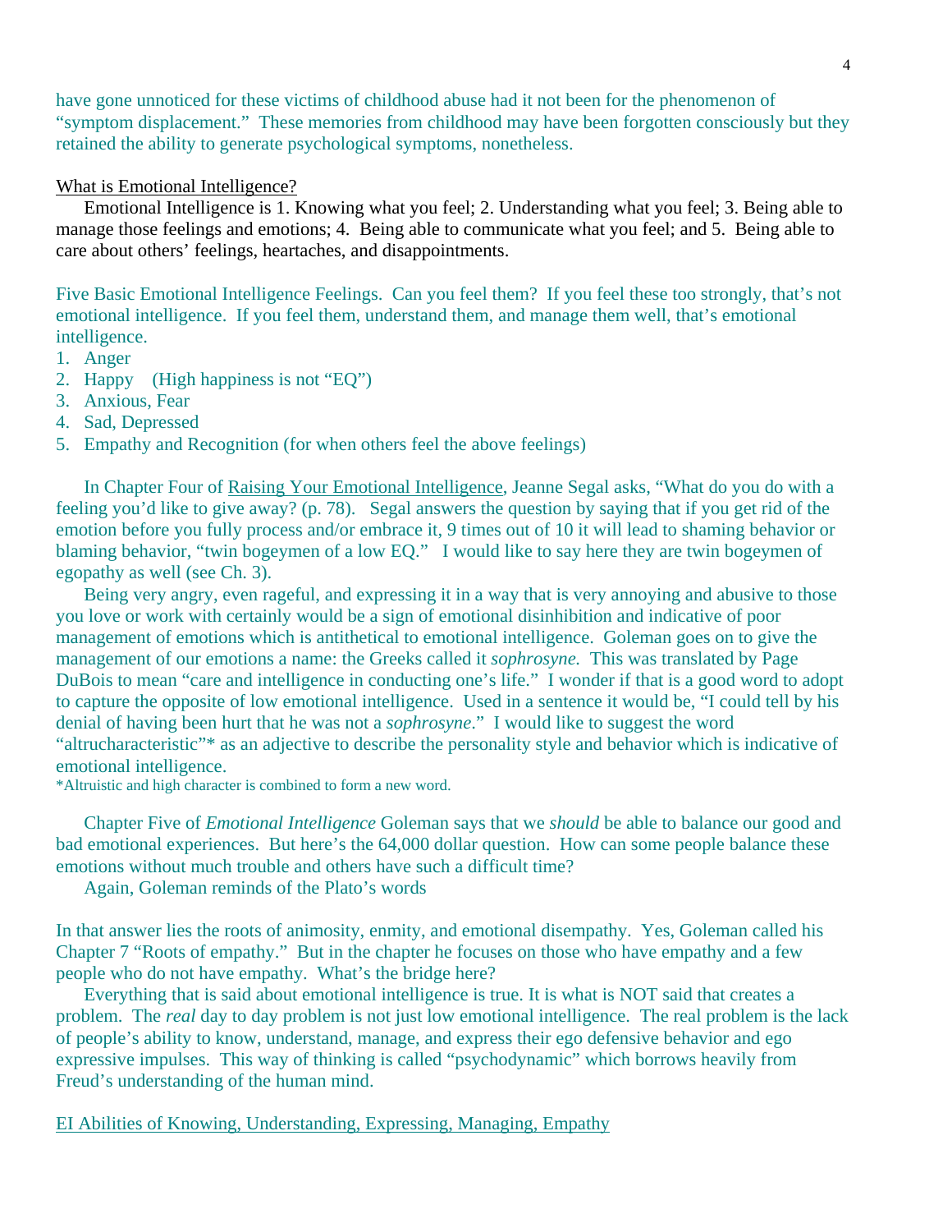have gone unnoticed for these victims of childhood abuse had it not been for the phenomenon of "symptom displacement." These memories from childhood may have been forgotten consciously but they retained the ability to generate psychological symptoms, nonetheless.

## What is Emotional Intelligence?

Emotional Intelligence is 1. Knowing what you feel; 2. Understanding what you feel; 3. Being able to manage those feelings and emotions; 4. Being able to communicate what you feel; and 5. Being able to care about others' feelings, heartaches, and disappointments.

Five Basic Emotional Intelligence Feelings. Can you feel them? If you feel these too strongly, that's not emotional intelligence. If you feel them, understand them, and manage them well, that's emotional intelligence.

1. Anger
2. Happy (High happiness is not "EQ")
3. Anxious, Fear
4. Sad, Depressed
5. Empathy and Recognition (for when others feel the above feelings)

In Chapter Four of Raising Your Emotional Intelligence, Jeanne Segal asks, "What do you do with a feeling you'd like to give away? (p. 78). Segal answers the question by saying that if you get rid of the emotion before you fully process and/or embrace it, 9 times out of 10 it will lead to shaming behavior or blaming behavior, "twin bogeymen of a low EQ." I would like to say here they are twin bogeymen of egopathy as well (see Ch. 3).

Being very angry, even rageful, and expressing it in a way that is very annoying and abusive to those you love or work with certainly would be a sign of emotional disinhibition and indicative of poor management of emotions which is antithetical to emotional intelligence. Goleman goes on to give the management of our emotions a name: the Greeks called it *sophrosyne.* This was translated by Page DuBois to mean "care and intelligence in conducting one's life." I wonder if that is a good word to adopt to capture the opposite of low emotional intelligence. Used in a sentence it would be, "I could tell by his denial of having been hurt that he was not a *sophrosyne*." I would like to suggest the word "altrucharacteristic"* as an adjective to describe the personality style and behavior which is indicative of emotional intelligence.

*Altruistic and high character is combined to form a new word.

Chapter Five of *Emotional Intelligence* Goleman says that we *should* be able to balance our good and bad emotional experiences. But here's the 64,000 dollar question. How can some people balance these emotions without much trouble and others have such a difficult time?

Again, Goleman reminds of the Plato's words

In that answer lies the roots of animosity, enmity, and emotional disempathy. Yes, Goleman called his Chapter 7 "Roots of empathy." But in the chapter he focuses on those who have empathy and a few people who do not have empathy. What's the bridge here?

Everything that is said about emotional intelligence is true. It is what is NOT said that creates a problem. The *real* day to day problem is not just low emotional intelligence. The real problem is the lack of people's ability to know, understand, manage, and express their ego defensive behavior and ego expressive impulses. This way of thinking is called "psychodynamic" which borrows heavily from Freud's understanding of the human mind.

## EI Abilities of Knowing, Understanding, Expressing, Managing, Empathy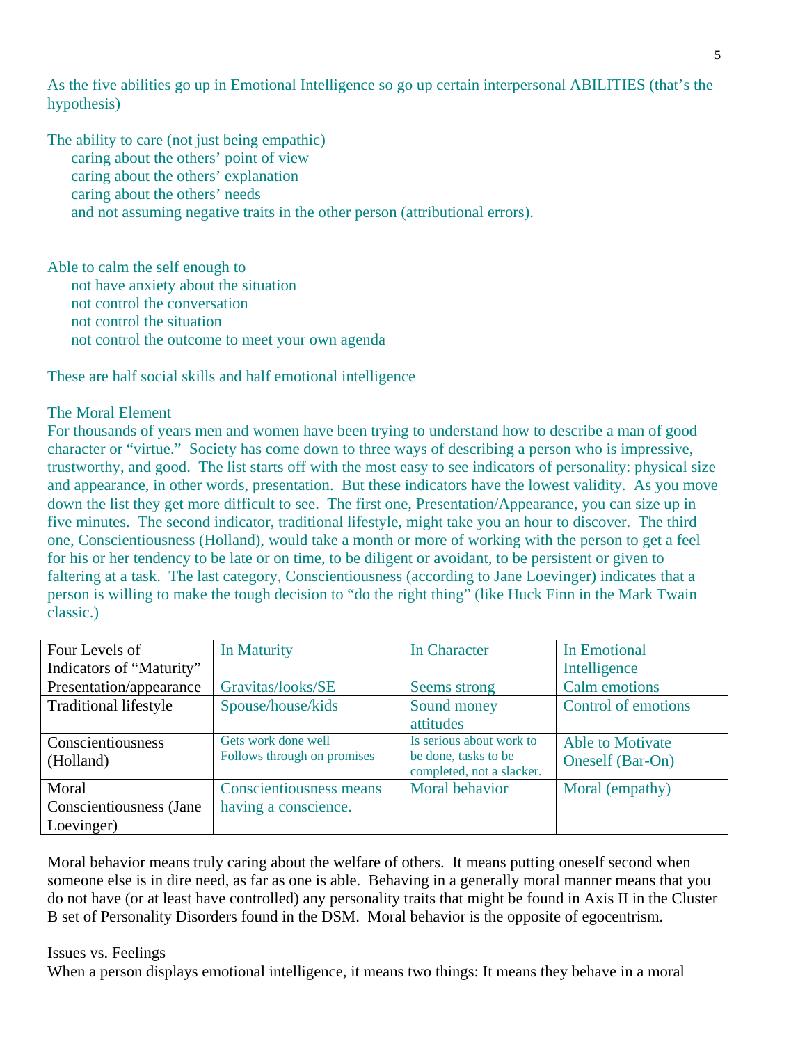As the five abilities go up in Emotional Intelligence so go up certain interpersonal ABILITIES (that's the hypothesis)

The ability to care (not just being empathic)
- caring about the others' point of view
- caring about the others' explanation
- caring about the others' needs
- and not assuming negative traits in the other person (attributional errors).

Able to calm the self enough to
- not have anxiety about the situation
- not control the conversation
- not control the situation
- not control the outcome to meet your own agenda

These are half social skills and half emotional intelligence

<u>The Moral Element</u>

For thousands of years men and women have been trying to understand how to describe a man of good character or "virtue." Society has come down to three ways of describing a person who is impressive, trustworthy, and good. The list starts off with the most easy to see indicators of personality: physical size and appearance, in other words, presentation. But these indicators have the lowest validity. As you move down the list they get more difficult to see. The first one, Presentation/Appearance, you can size up in five minutes. The second indicator, traditional lifestyle, might take you an hour to discover. The third one, Conscientiousness (Holland), would take a month or more of working with the person to get a feel for his or her tendency to be late or on time, to be diligent or avoidant, to be persistent or given to faltering at a task. The last category, Conscientiousness (according to Jane Loevinger) indicates that a person is willing to make the tough decision to "do the right thing" (like Huck Finn in the Mark Twain classic.)

| Four Levels of Indicators of "Maturity" | In Maturity | In Character | In Emotional Intelligence |
|---|---|---|---|
| Presentation/appearance | Gravitas/looks/SE | Seems strong | Calm emotions |
| Traditional lifestyle | Spouse/house/kids | Sound money attitudes | Control of emotions |
| Conscientiousness (Holland) | Gets work done well<br>Follows through on promises | Is serious about work to be done, tasks to be completed, not a slacker. | Able to Motivate Oneself (Bar-On) |
| Moral Conscientiousness (Jane Loevinger) | Conscientiousness means having a conscience. | Moral behavior | Moral (empathy) |

Moral behavior means truly caring about the welfare of others. It means putting oneself second when someone else is in dire need, as far as one is able. Behaving in a generally moral manner means that you do not have (or at least have controlled) any personality traits that might be found in Axis II in the Cluster B set of Personality Disorders found in the DSM. Moral behavior is the opposite of egocentrism.

Issues vs. Feelings

When a person displays emotional intelligence, it means two things: It means they behave in a moral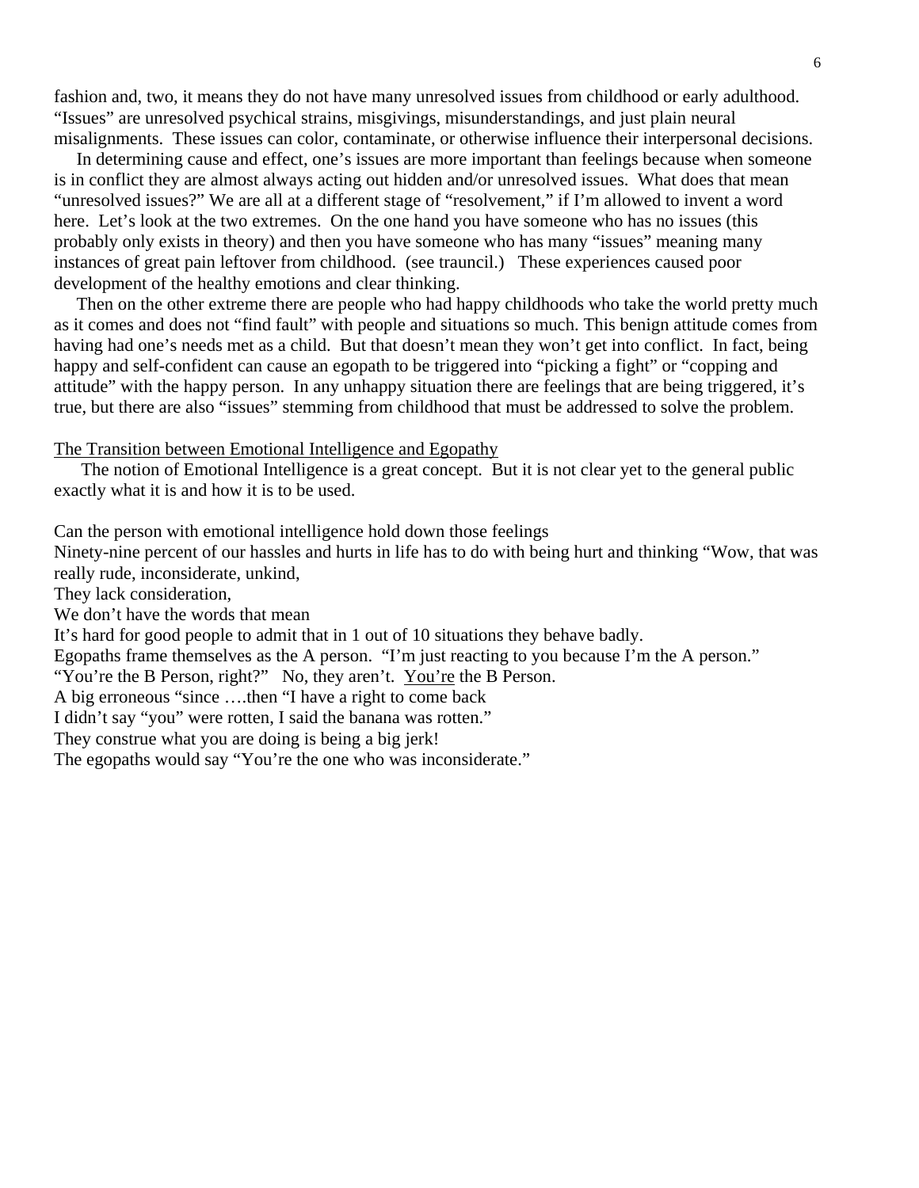fashion and, two, it means they do not have many unresolved issues from childhood or early adulthood. "Issues" are unresolved psychical strains, misgivings, misunderstandings, and just plain neural misalignments. These issues can color, contaminate, or otherwise influence their interpersonal decisions.

In determining cause and effect, one's issues are more important than feelings because when someone is in conflict they are almost always acting out hidden and/or unresolved issues. What does that mean "unresolved issues?" We are all at a different stage of "resolvement," if I'm allowed to invent a word here. Let's look at the two extremes. On the one hand you have someone who has no issues (this probably only exists in theory) and then you have someone who has many "issues" meaning many instances of great pain leftover from childhood. (see trauncil.) These experiences caused poor development of the healthy emotions and clear thinking.

Then on the other extreme there are people who had happy childhoods who take the world pretty much as it comes and does not "find fault" with people and situations so much. This benign attitude comes from having had one's needs met as a child. But that doesn't mean they won't get into conflict. In fact, being happy and self-confident can cause an egopath to be triggered into "picking a fight" or "copping and attitude" with the happy person. In any unhappy situation there are feelings that are being triggered, it's true, but there are also "issues" stemming from childhood that must be addressed to solve the problem.

<u>The Transition between Emotional Intelligence and Egopathy</u>

The notion of Emotional Intelligence is a great concept. But it is not clear yet to the general public exactly what it is and how it is to be used.

Can the person with emotional intelligence hold down those feelings
Ninety-nine percent of our hassles and hurts in life has to do with being hurt and thinking "Wow, that was really rude, inconsiderate, unkind,
They lack consideration,
We don't have the words that mean
It's hard for good people to admit that in 1 out of 10 situations they behave badly.
Egopaths frame themselves as the A person. "I'm just reacting to you because I'm the A person."
"You're the B Person, right?" No, they aren't. <u>You're</u> the B Person.
A big erroneous "since ….then "I have a right to come back
I didn't say "you" were rotten, I said the banana was rotten."
They construe what you are doing is being a big jerk!
The egopaths would say "You're the one who was inconsiderate."